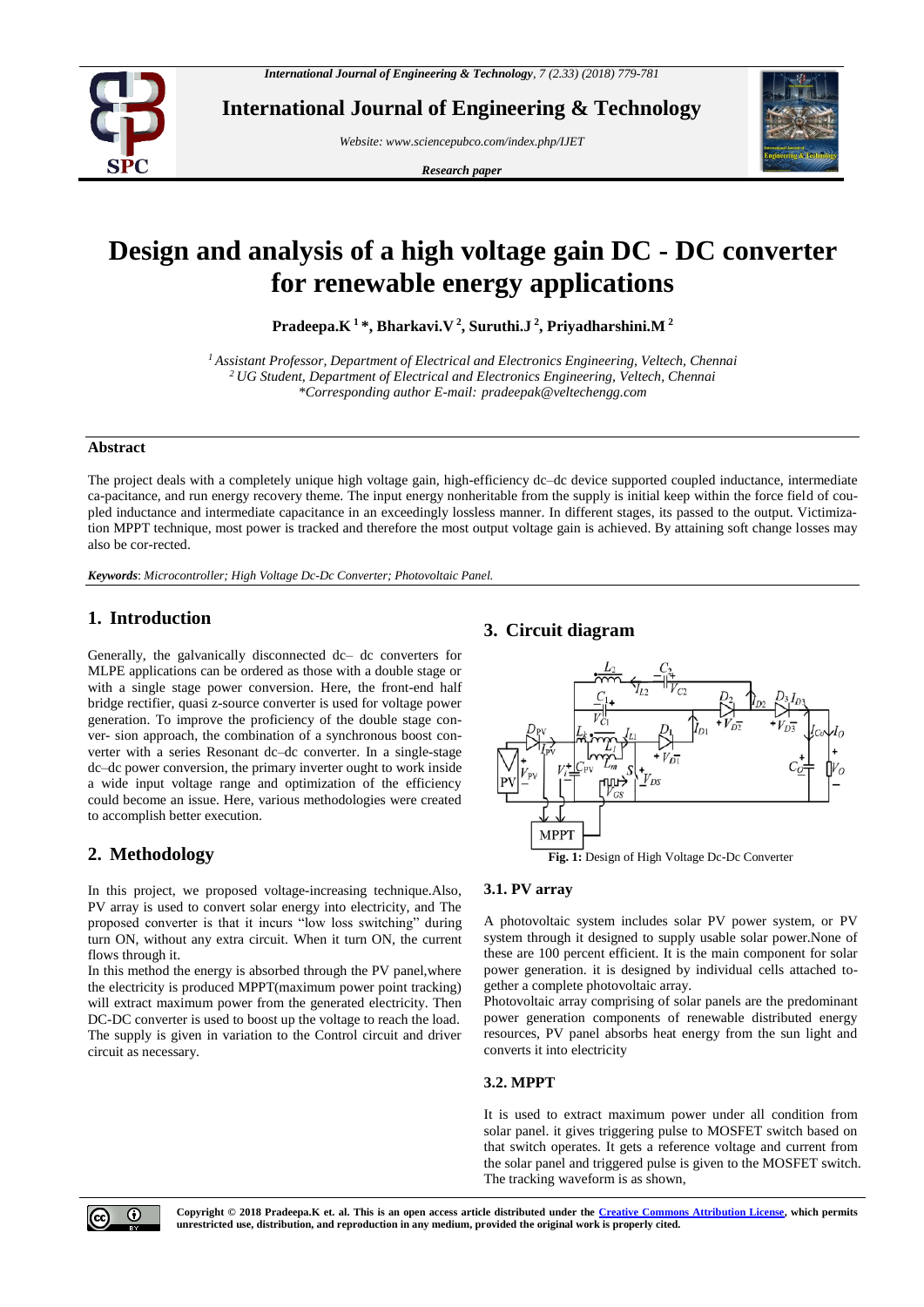# Design and analysis of a high voltage gain DC - DC converter for renewable energy applications

**Pradeepa.K [1] *, Bharkavi.V [2], Suruthi.J [2], Priyadharshini.M [2]**

*[1] Assistant Professor, Department of Electrical and Electronics Engineering, Veltech, Chennai*
*[2] UG Student, Department of Electrical and Electronics Engineering, Veltech, Chennai*
*\*Corresponding author E-mail: pradeepak@veltechengg.com*

## Abstract

The project deals with a completely unique high voltage gain, high-efficiency dc–dc device supported coupled inductance, intermediate ca-pacitance, and run energy recovery theme. The input energy nonheritable from the supply is initial keep within the force field of cou-pled inductance and intermediate capacitance in an exceedingly lossless manner. In different stages, its passed to the output. Victimiza-tion MPPT technique, most power is tracked and therefore the most output voltage gain is achieved. By attaining soft change losses may also be cor-rected.

***Keywords***: *Microcontroller; High Voltage Dc-Dc Converter; Photovoltaic Panel.*

## 1. Introduction

Generally, the galvanically disconnected dc– dc converters for MLPE applications can be ordered as those with a double stage or with a single stage power conversion. Here, the front-end half bridge rectifier, quasi z-source converter is used for voltage power generation. To improve the proficiency of the double stage con-ver- sion approach, the combination of a synchronous boost con-verter with a series Resonant dc–dc converter. In a single-stage dc–dc power conversion, the primary inverter ought to work inside a wide input voltage range and optimization of the efficiency could become an issue. Here, various methodologies were created to accomplish better execution.

## 2. Methodology

In this project, we proposed voltage-increasing technique.Also, PV array is used to convert solar energy into electricity, and The proposed converter is that it incurs "low loss switching" during turn ON, without any extra circuit. When it turn ON, the current flows through it.

In this method the energy is absorbed through the PV panel,where the electricity is produced MPPT(maximum power point tracking) will extract maximum power from the generated electricity. Then DC-DC converter is used to boost up the voltage to reach the load. The supply is given in variation to the Control circuit and driver circuit as necessary.

## 3. Circuit diagram

**Fig. 1:** Design of High Voltage Dc-Dc Converter

### 3.1. PV array

A photovoltaic system includes solar PV power system, or PV system through it designed to supply usable solar power.None of these are 100 percent efficient. It is the main component for solar power generation. it is designed by individual cells attached to-gether a complete photovoltaic array.

Photovoltaic array comprising of solar panels are the predominant power generation components of renewable distributed energy resources, PV panel absorbs heat energy from the sun light and converts it into electricity

### 3.2. MPPT

It is used to extract maximum power under all condition from solar panel. it gives triggering pulse to MOSFET switch based on that switch operates. It gets a reference voltage and current from the solar panel and triggered pulse is given to the MOSFET switch. The tracking waveform is as shown,

**Copyright © 2018 Pradeepa.K et. al. This is an open access article distributed under the Creative Commons Attribution License, which permits unrestricted use, distribution, and reproduction in any medium, provided the original work is properly cited.**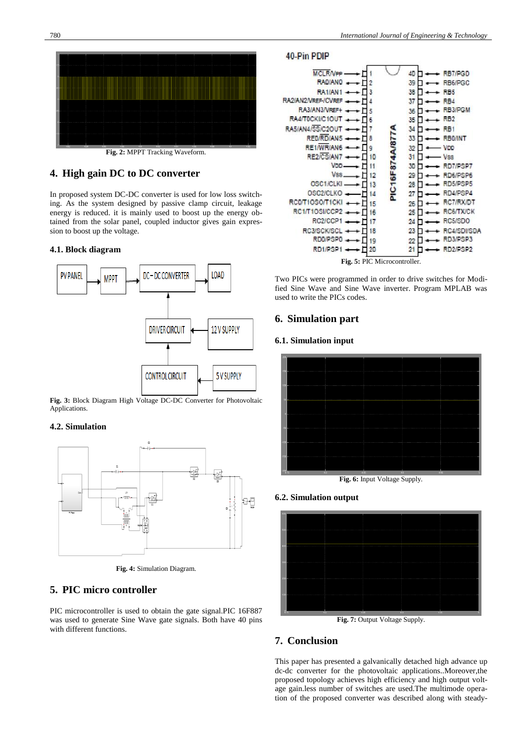Fig. 2: MPPT Tracking Waveform.

## 4. High gain DC to DC converter

In proposed system DC-DC converter is used for low loss switching. As the system designed by passive clamp circuit, leakage energy is reduced. it is mainly used to boost up the energy obtained from the solar panel, coupled inductor gives gain expression to boost up the voltage.

### 4.1. Block diagram

Fig. 3: Block Diagram High Voltage DC-DC Converter for Photovoltaic Applications.

### 4.2. Simulation

Fig. 4: Simulation Diagram.

## 5. PIC micro controller

PIC microcontroller is used to obtain the gate signal.PIC 16F887 was used to generate Sine Wave gate signals. Both have 40 pins with different functions.

Fig. 5: PIC Microcontroller.

Two PICs were programmed in order to drive switches for Modified Sine Wave and Sine Wave inverter. Program MPLAB was used to write the PICs codes.

## 6. Simulation part

### 6.1. Simulation input

Fig. 6: Input Voltage Supply.

### 6.2. Simulation output

Fig. 7: Output Voltage Supply.

## 7. Conclusion

This paper has presented a galvanically detached high advance up dc-dc converter for the photovoltaic applications..Moreover,the proposed topology achieves high efficiency and high output voltage gain.less number of switches are used.The multimode operation of the proposed converter was described along with steady-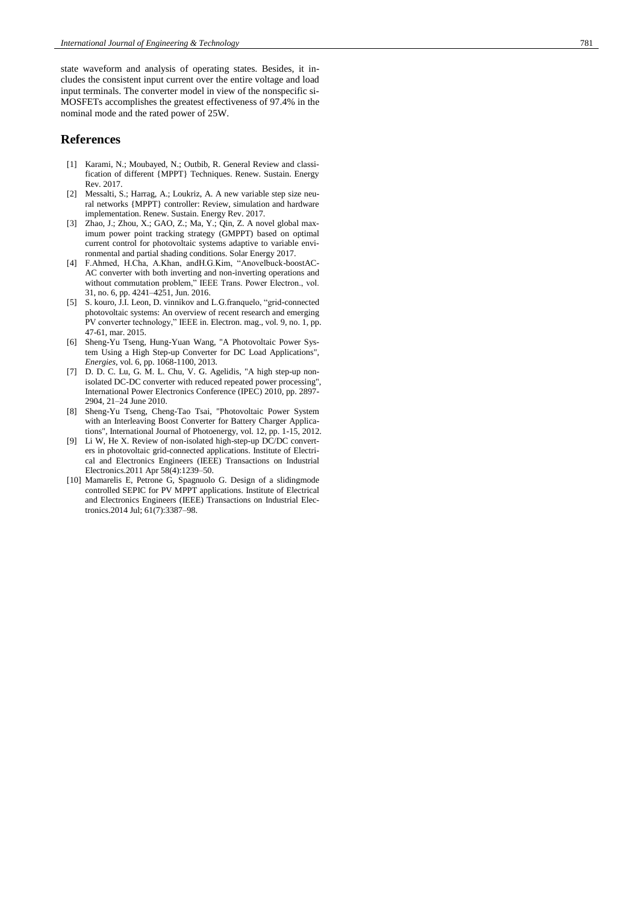state waveform and analysis of operating states. Besides, it includes the consistent input current over the entire voltage and load input terminals. The converter model in view of the nonspecific si-MOSFETs accomplishes the greatest effectiveness of 97.4% in the nominal mode and the rated power of 25W.

## References

[1] Karami, N.; Moubayed, N.; Outbib, R. General Review and classification of different {MPPT} Techniques. Renew. Sustain. Energy Rev. 2017.

[2] Messalti, S.; Harrag, A.; Loukriz, A. A new variable step size neural networks {MPPT} controller: Review, simulation and hardware implementation. Renew. Sustain. Energy Rev. 2017.

[3] Zhao, J.; Zhou, X.; GAO, Z.; Ma, Y.; Qin, Z. A novel global maximum power point tracking strategy (GMPPT) based on optimal current control for photovoltaic systems adaptive to variable environmental and partial shading conditions. Solar Energy 2017.

[4] F.Ahmed, H.Cha, A.Khan, andH.G.Kim, "Anovelbuck-boostAC-AC converter with both inverting and non-inverting operations and without commutation problem," IEEE Trans. Power Electron., vol. 31, no. 6, pp. 4241–4251, Jun. 2016.

[5] S. kouro, J.I. Leon, D. vinnikov and L.G.franquelo, "grid-connected photovoltaic systems: An overview of recent research and emerging PV converter technology," IEEE in. Electron. mag., vol. 9, no. 1, pp. 47-61, mar. 2015.

[6] Sheng-Yu Tseng, Hung-Yuan Wang, "A Photovoltaic Power System Using a High Step-up Converter for DC Load Applications", *Energies*, vol. 6, pp. 1068-1100, 2013.

[7] D. D. C. Lu, G. M. L. Chu, V. G. Agelidis, "A high step-up non-isolated DC-DC converter with reduced repeated power processing", International Power Electronics Conference (IPEC) 2010, pp. 2897-2904, 21–24 June 2010.

[8] Sheng-Yu Tseng, Cheng-Tao Tsai, "Photovoltaic Power System with an Interleaving Boost Converter for Battery Charger Applications", International Journal of Photoenergy, vol. 12, pp. 1-15, 2012.

[9] Li W, He X. Review of non-isolated high-step-up DC/DC converters in photovoltaic grid-connected applications. Institute of Electrical and Electronics Engineers (IEEE) Transactions on Industrial Electronics.2011 Apr 58(4):1239–50.

[10] Mamarelis E, Petrone G, Spagnuolo G. Design of a slidingmode controlled SEPIC for PV MPPT applications. Institute of Electrical and Electronics Engineers (IEEE) Transactions on Industrial Electronics.2014 Jul; 61(7):3387–98.